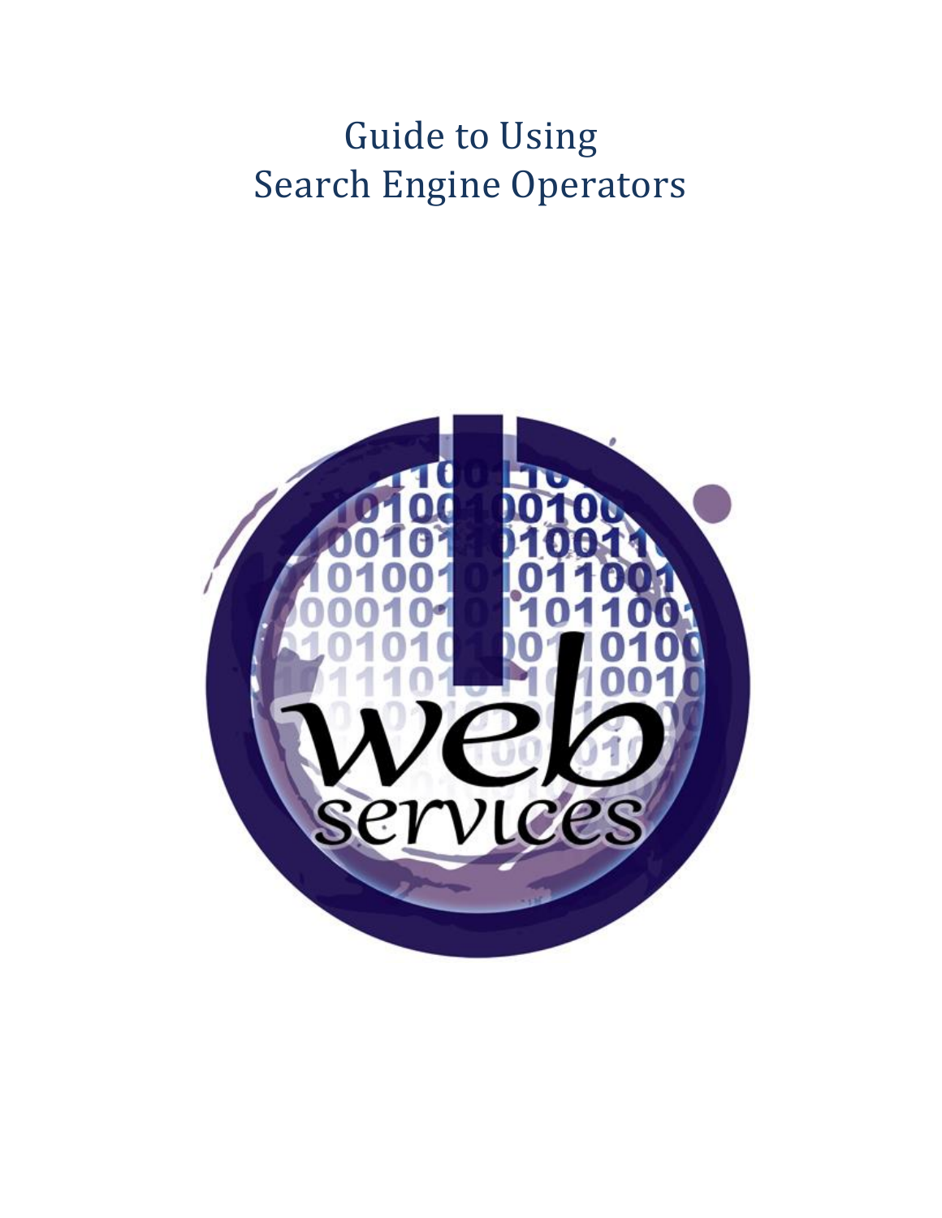# Guide to Using Search Engine Operators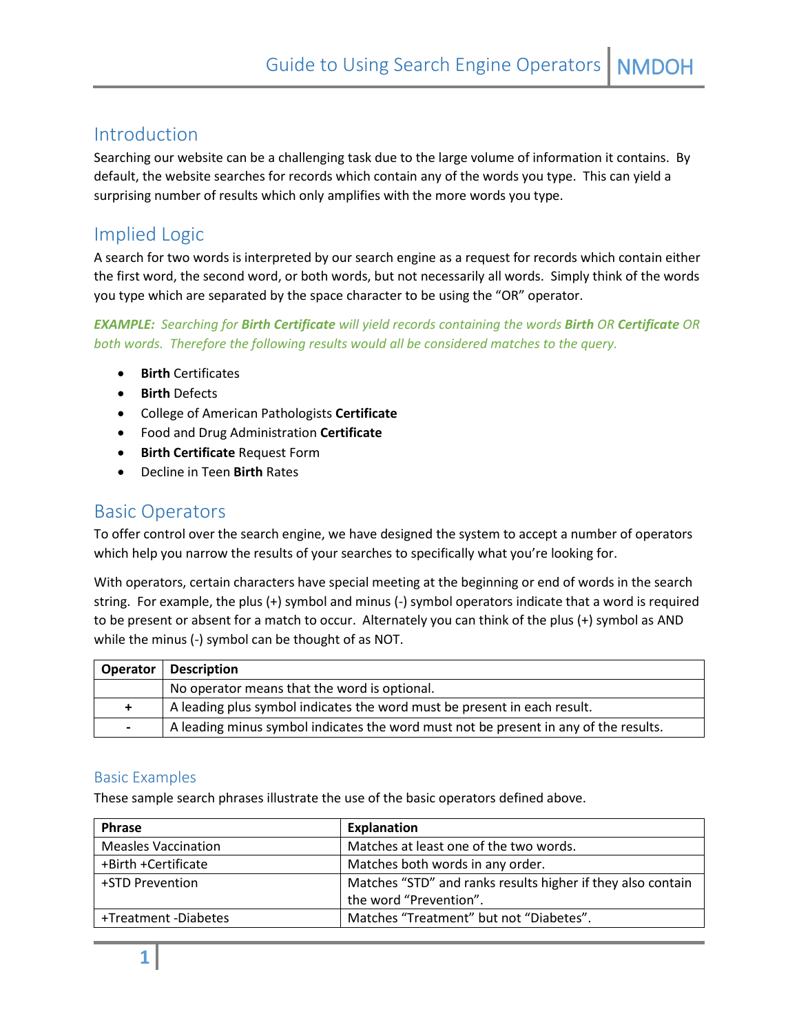## Introduction

Searching our website can be a challenging task due to the large volume of information it contains. By default, the website searches for records which contain any of the words you type. This can yield a surprising number of results which only amplifies with the more words you type.

## Implied Logic

A search for two words is interpreted by our search engine as a request for records which contain either the first word, the second word, or both words, but not necessarily all words. Simply think of the words you type which are separated by the space character to be using the "OR" operator.

***EXAMPLE:** Searching for **Birth Certificate** will yield records containing the words **Birth** OR **Certificate** OR both words. Therefore the following results would all be considered matches to the query.*

- **Birth** Certificates
- **Birth** Defects
- College of American Pathologists **Certificate**
- Food and Drug Administration **Certificate**
- **Birth Certificate** Request Form
- Decline in Teen **Birth** Rates

## Basic Operators

To offer control over the search engine, we have designed the system to accept a number of operators which help you narrow the results of your searches to specifically what you're looking for.

With operators, certain characters have special meeting at the beginning or end of words in the search string. For example, the plus (+) symbol and minus (-) symbol operators indicate that a word is required to be present or absent for a match to occur. Alternately you can think of the plus (+) symbol as AND while the minus (-) symbol can be thought of as NOT.

| Operator | Description |
|---|---|
| | No operator means that the word is optional. |
| + | A leading plus symbol indicates the word must be present in each result. |
| - | A leading minus symbol indicates the word must not be present in any of the results. |

### Basic Examples

These sample search phrases illustrate the use of the basic operators defined above.

| Phrase | Explanation |
|---|---|
| Measles Vaccination | Matches at least one of the two words. |
| +Birth +Certificate | Matches both words in any order. |
| +STD Prevention | Matches "STD" and ranks results higher if they also contain the word "Prevention". |
| +Treatment -Diabetes | Matches "Treatment" but not "Diabetes". |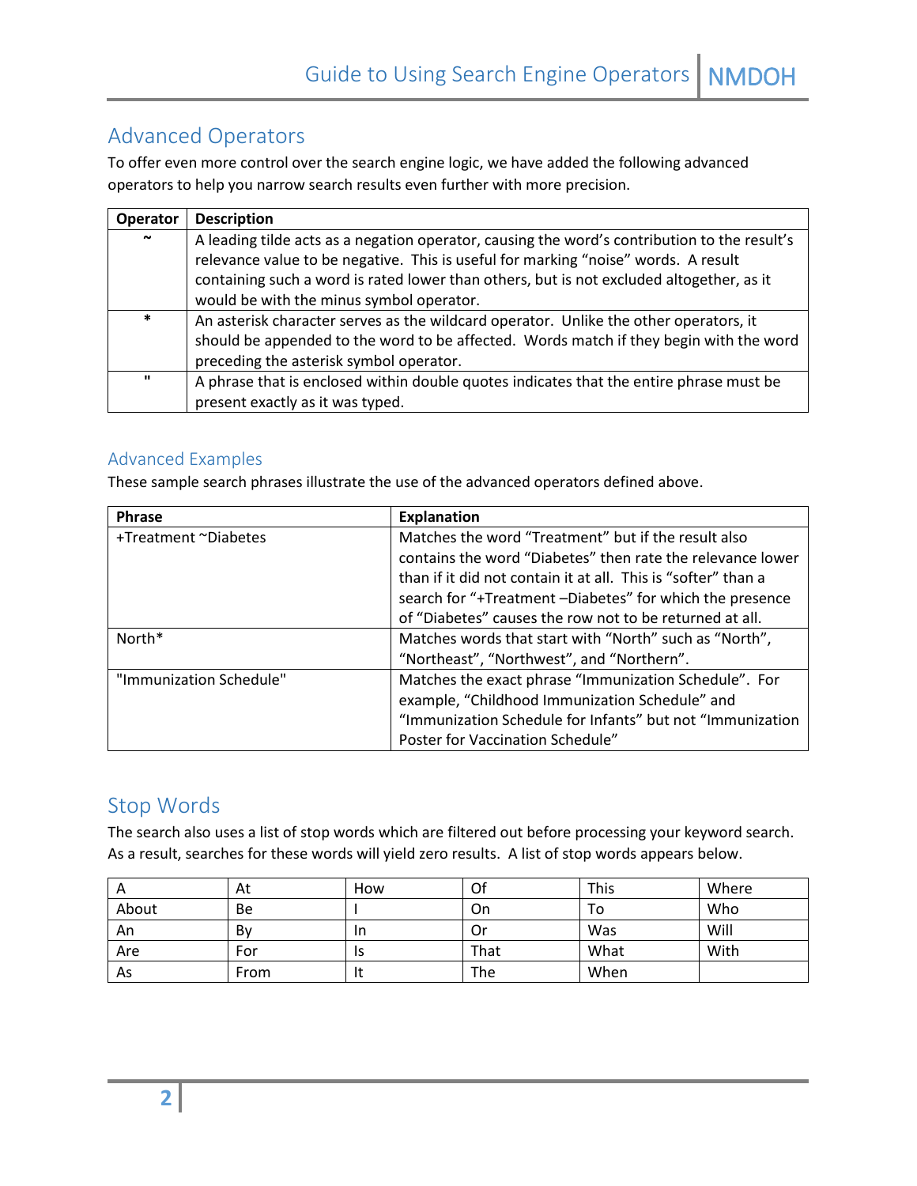## Advanced Operators

To offer even more control over the search engine logic, we have added the following advanced operators to help you narrow search results even further with more precision.

| Operator | Description |
|---|---|
| ~ | A leading tilde acts as a negation operator, causing the word's contribution to the result's relevance value to be negative. This is useful for marking "noise" words. A result containing such a word is rated lower than others, but is not excluded altogether, as it would be with the minus symbol operator. |
| * | An asterisk character serves as the wildcard operator. Unlike the other operators, it should be appended to the word to be affected. Words match if they begin with the word preceding the asterisk symbol operator. |
| " | A phrase that is enclosed within double quotes indicates that the entire phrase must be present exactly as it was typed. |

### Advanced Examples

These sample search phrases illustrate the use of the advanced operators defined above.

| Phrase | Explanation |
|---|---|
| +Treatment ~Diabetes | Matches the word "Treatment" but if the result also contains the word "Diabetes" then rate the relevance lower than if it did not contain it at all. This is "softer" than a search for "+Treatment –Diabetes" for which the presence of "Diabetes" causes the row not to be returned at all. |
| North* | Matches words that start with "North" such as "North", "Northeast", "Northwest", and "Northern". |
| "Immunization Schedule" | Matches the exact phrase "Immunization Schedule". For example, "Childhood Immunization Schedule" and "Immunization Schedule for Infants" but not "Immunization Poster for Vaccination Schedule" |

## Stop Words

The search also uses a list of stop words which are filtered out before processing your keyword search. As a result, searches for these words will yield zero results. A list of stop words appears below.

| | | | | | |
|---|---|---|---|---|---|
| A | At | How | Of | This | Where |
| About | Be | I | On | To | Who |
| An | By | In | Or | Was | Will |
| Are | For | Is | That | What | With |
| As | From | It | The | When | |